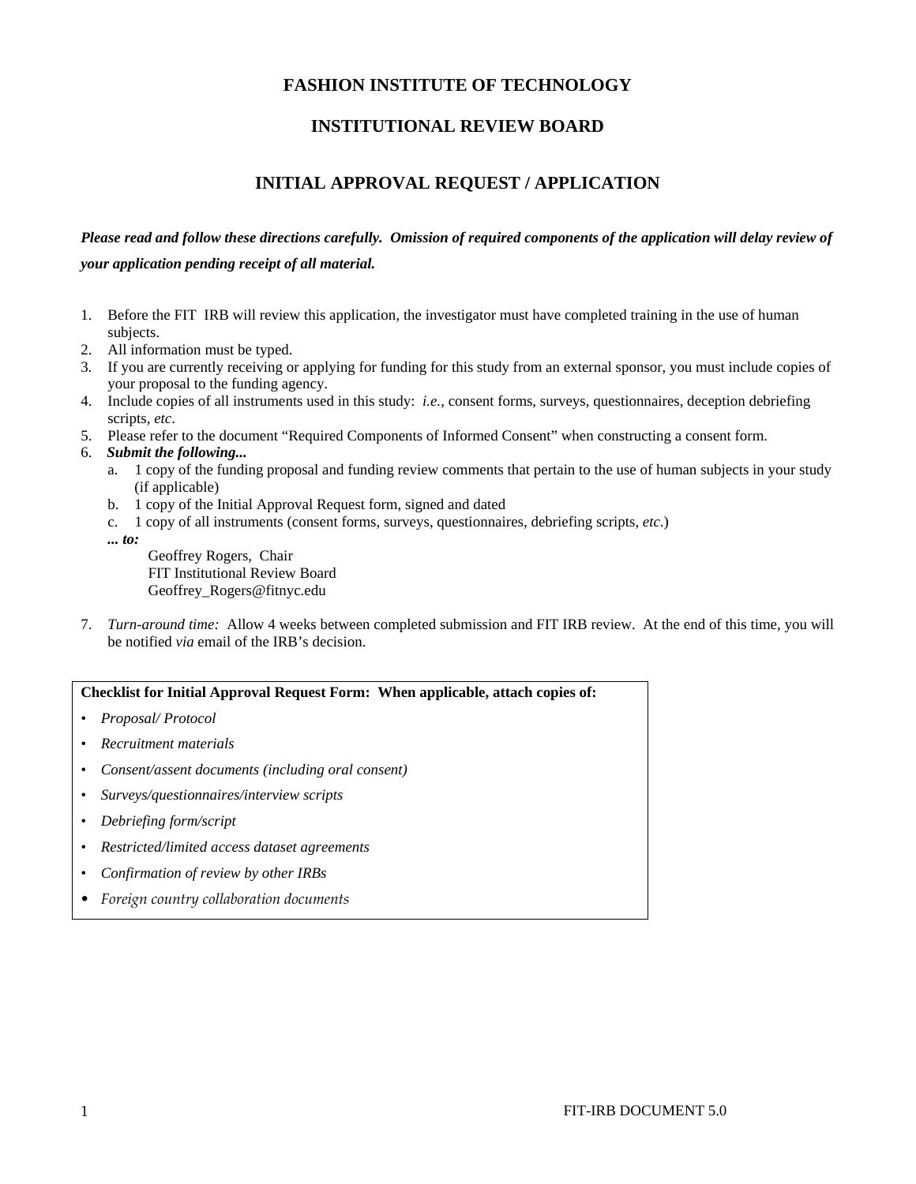# FASHION INSTITUTE OF TECHNOLOGY

## INSTITUTIONAL REVIEW BOARD

## INITIAL APPROVAL REQUEST / APPLICATION

***Please read and follow these directions carefully. Omission of required components of the application will delay review of your application pending receipt of all material.***

1. Before the FIT IRB will review this application, the investigator must have completed training in the use of human subjects.
2. All information must be typed.
3. If you are currently receiving or applying for funding for this study from an external sponsor, you must include copies of your proposal to the funding agency.
4. Include copies of all instruments used in this study: *i.e.*, consent forms, surveys, questionnaires, deception debriefing scripts, *etc*.
5. Please refer to the document "Required Components of Informed Consent" when constructing a consent form.
6. ***Submit the following...***
   a. 1 copy of the funding proposal and funding review comments that pertain to the use of human subjects in your study (if applicable)
   b. 1 copy of the Initial Approval Request form, signed and dated
   c. 1 copy of all instruments (consent forms, surveys, questionnaires, debriefing scripts, *etc*.)

   ***... to:***

   Geoffrey Rogers, Chair
   FIT Institutional Review Board
   Geoffrey_Rogers@fitnyc.edu
7. *Turn-around time:* Allow 4 weeks between completed submission and FIT IRB review. At the end of this time, you will be notified *via* email of the IRB's decision.

**Checklist for Initial Approval Request Form: When applicable, attach copies of:**

- *Proposal/ Protocol*
- *Recruitment materials*
- *Consent/assent documents (including oral consent)*
- *Surveys/questionnaires/interview scripts*
- *Debriefing form/script*
- *Restricted/limited access dataset agreements*
- *Confirmation of review by other IRBs*
- *Foreign country collaboration documents*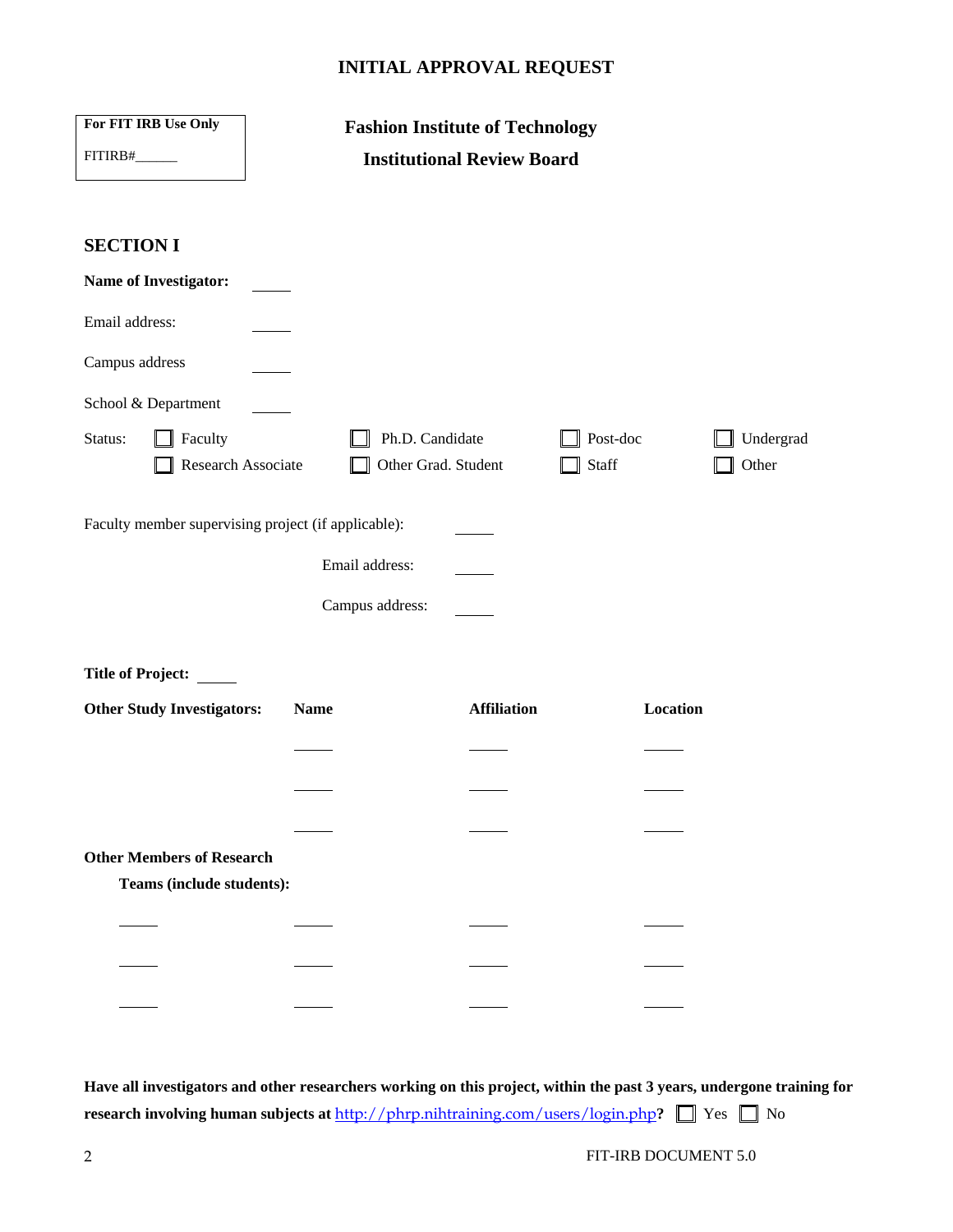# INITIAL APPROVAL REQUEST

| For FIT IRB Use Only |
|---|
| FITIRB#______ |

## Fashion Institute of Technology
## Institutional Review Board

## SECTION I

**Name of Investigator:** _____

Email address: _____

Campus address _____

School & Department _____

Status: ☐ Faculty ☐ Ph.D. Candidate ☐ Post-doc ☐ Undergrad
☐ Research Associate ☐ Other Grad. Student ☐ Staff ☐ Other

Faculty member supervising project (if applicable): _____

Email address: _____

Campus address: _____

**Title of Project:** _____

| **Other Study Investigators:** | **Name** | **Affiliation** | **Location** |
|---|---|---|---|
| | _____ | _____ | _____ |
| | _____ | _____ | _____ |
| | _____ | _____ | _____ |

**Other Members of Research Teams (include students):**

| | | | |
|---|---|---|---|
| _____ | _____ | _____ | _____ |
| _____ | _____ | _____ | _____ |
| _____ | _____ | _____ | _____ |

**Have all investigators and other researchers working on this project, within the past 3 years, undergone training for research involving human subjects at** http://phrp.nihtraining.com/users/login.php**?** ☐ Yes ☐ No

FIT-IRB DOCUMENT 5.0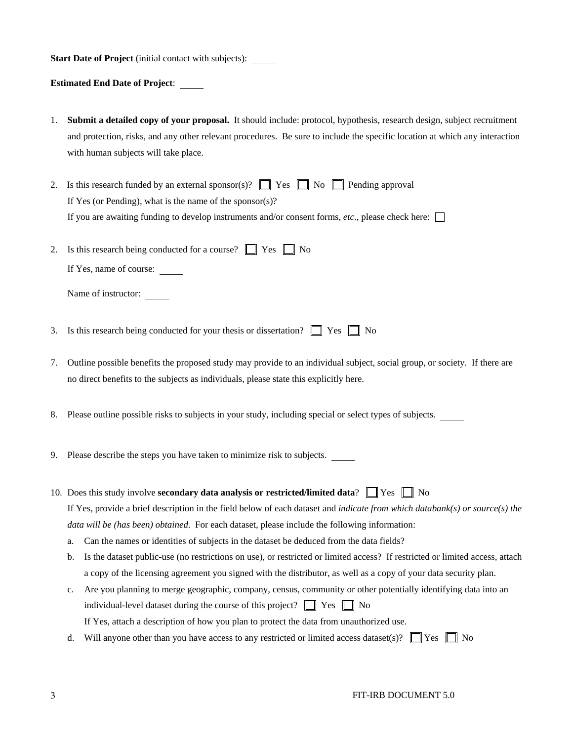**Start Date of Project** (initial contact with subjects): _____

**Estimated End Date of Project**: _____

1. **Submit a detailed copy of your proposal.** It should include: protocol, hypothesis, research design, subject recruitment and protection, risks, and any other relevant procedures. Be sure to include the specific location at which any interaction with human subjects will take place.

2. Is this research funded by an external sponsor(s)? ☐ Yes ☐ No ☐ Pending approval
   If Yes (or Pending), what is the name of the sponsor(s)?
   If you are awaiting funding to develop instruments and/or consent forms, *etc*., please check here: ☐

2. Is this research being conducted for a course? ☐ Yes ☐ No
   If Yes, name of course: _____
   Name of instructor: _____

3. Is this research being conducted for your thesis or dissertation? ☐ Yes ☐ No

7. Outline possible benefits the proposed study may provide to an individual subject, social group, or society. If there are no direct benefits to the subjects as individuals, please state this explicitly here.

8. Please outline possible risks to subjects in your study, including special or select types of subjects. _____

9. Please describe the steps you have taken to minimize risk to subjects. _____

10. Does this study involve **secondary data analysis or restricted/limited data**? ☐ Yes ☐ No
    If Yes, provide a brief description in the field below of each dataset and *indicate from which databank(s) or source(s) the data will be (has been) obtained*. For each dataset, please include the following information:
    a. Can the names or identities of subjects in the dataset be deduced from the data fields?
    b. Is the dataset public-use (no restrictions on use), or restricted or limited access? If restricted or limited access, attach a copy of the licensing agreement you signed with the distributor, as well as a copy of your data security plan.
    c. Are you planning to merge geographic, company, census, community or other potentially identifying data into an individual-level dataset during the course of this project? ☐ Yes ☐ No
       If Yes, attach a description of how you plan to protect the data from unauthorized use.
    d. Will anyone other than you have access to any restricted or limited access dataset(s)? ☐ Yes ☐ No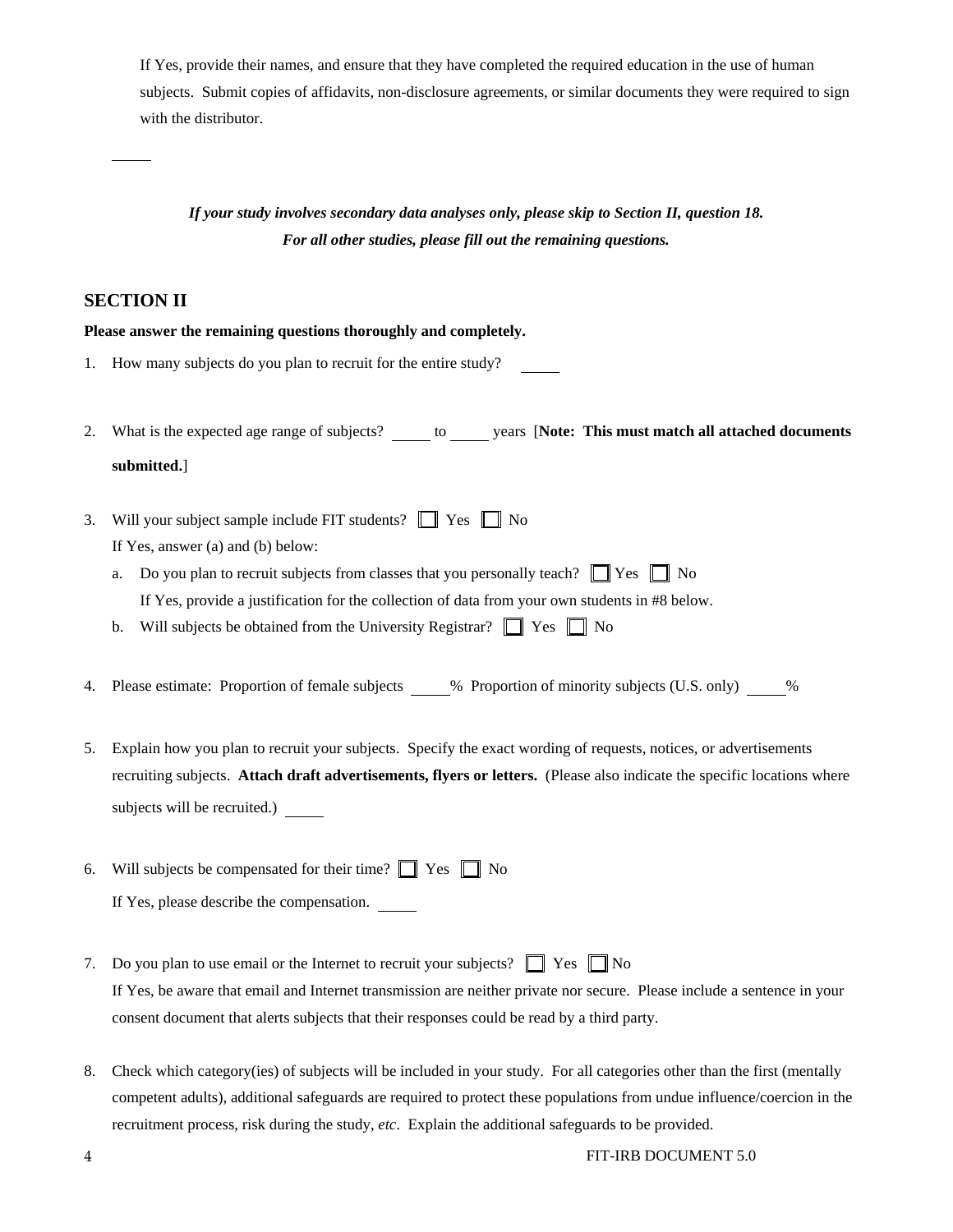If Yes, provide their names, and ensure that they have completed the required education in the use of human subjects. Submit copies of affidavits, non-disclosure agreements, or similar documents they were required to sign with the distributor.

_____

***If your study involves secondary data analyses only, please skip to Section II, question 18.***
***For all other studies, please fill out the remaining questions.***

## SECTION II

**Please answer the remaining questions thoroughly and completely.**

1. How many subjects do you plan to recruit for the entire study? _____

2. What is the expected age range of subjects? _____ to _____ years [**Note: This must match all attached documents submitted.**]

3. Will your subject sample include FIT students? ☐ Yes ☐ No
   If Yes, answer (a) and (b) below:
   a. Do you plan to recruit subjects from classes that you personally teach? ☐ Yes ☐ No
      If Yes, provide a justification for the collection of data from your own students in #8 below.
   b. Will subjects be obtained from the University Registrar? ☐ Yes ☐ No

4. Please estimate: Proportion of female subjects _____% Proportion of minority subjects (U.S. only) _____%

5. Explain how you plan to recruit your subjects. Specify the exact wording of requests, notices, or advertisements recruiting subjects. **Attach draft advertisements, flyers or letters.** (Please also indicate the specific locations where subjects will be recruited.) _____

6. Will subjects be compensated for their time? ☐ Yes ☐ No
   If Yes, please describe the compensation. _____

7. Do you plan to use email or the Internet to recruit your subjects? ☐ Yes ☐ No
   If Yes, be aware that email and Internet transmission are neither private nor secure. Please include a sentence in your consent document that alerts subjects that their responses could be read by a third party.

8. Check which category(ies) of subjects will be included in your study. For all categories other than the first (mentally competent adults), additional safeguards are required to protect these populations from undue influence/coercion in the recruitment process, risk during the study, *etc*. Explain the additional safeguards to be provided.

FIT-IRB DOCUMENT 5.0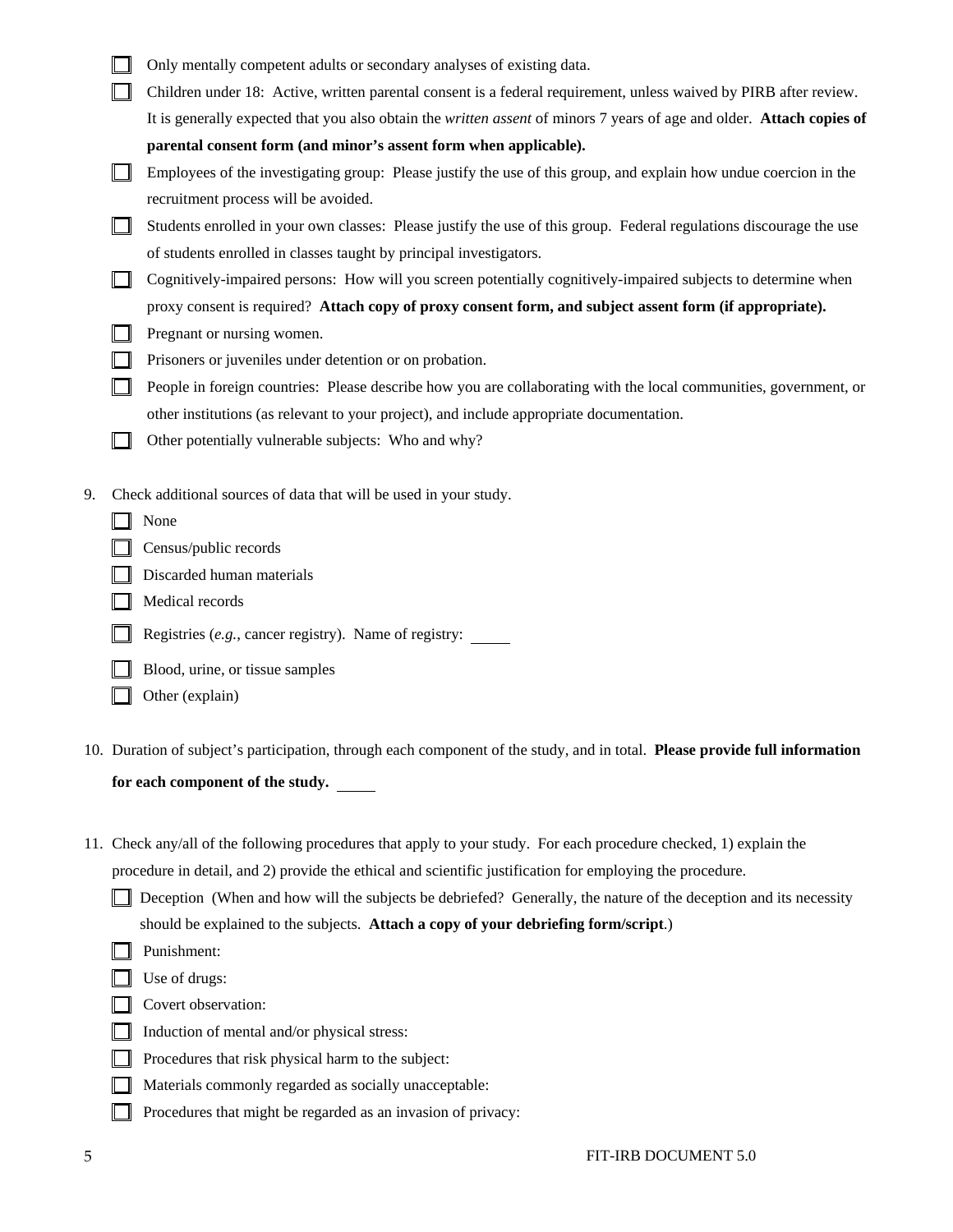- [ ] Only mentally competent adults or secondary analyses of existing data.
- [ ] Children under 18: Active, written parental consent is a federal requirement, unless waived by PIRB after review. It is generally expected that you also obtain the *written assent* of minors 7 years of age and older. **Attach copies of parental consent form (and minor's assent form when applicable).**
- [ ] Employees of the investigating group: Please justify the use of this group, and explain how undue coercion in the recruitment process will be avoided.
- [ ] Students enrolled in your own classes: Please justify the use of this group. Federal regulations discourage the use of students enrolled in classes taught by principal investigators.
- [ ] Cognitively-impaired persons: How will you screen potentially cognitively-impaired subjects to determine when proxy consent is required? **Attach copy of proxy consent form, and subject assent form (if appropriate).**
- [ ] Pregnant or nursing women.
- [ ] Prisoners or juveniles under detention or on probation.
- [ ] People in foreign countries: Please describe how you are collaborating with the local communities, government, or other institutions (as relevant to your project), and include appropriate documentation.
- [ ] Other potentially vulnerable subjects: Who and why?

9. Check additional sources of data that will be used in your study.
   - [ ] None
   - [ ] Census/public records
   - [ ] Discarded human materials
   - [ ] Medical records
   - [ ] Registries (*e.g.*, cancer registry). Name of registry: _____
   - [ ] Blood, urine, or tissue samples
   - [ ] Other (explain)

10. Duration of subject's participation, through each component of the study, and in total. **Please provide full information for each component of the study.** _____

11. Check any/all of the following procedures that apply to your study. For each procedure checked, 1) explain the procedure in detail, and 2) provide the ethical and scientific justification for employing the procedure.
    - [ ] Deception (When and how will the subjects be debriefed? Generally, the nature of the deception and its necessity should be explained to the subjects. **Attach a copy of your debriefing form/script**.)
    - [ ] Punishment:
    - [ ] Use of drugs:
    - [ ] Covert observation:
    - [ ] Induction of mental and/or physical stress:
    - [ ] Procedures that risk physical harm to the subject:
    - [ ] Materials commonly regarded as socially unacceptable:
    - [ ] Procedures that might be regarded as an invasion of privacy: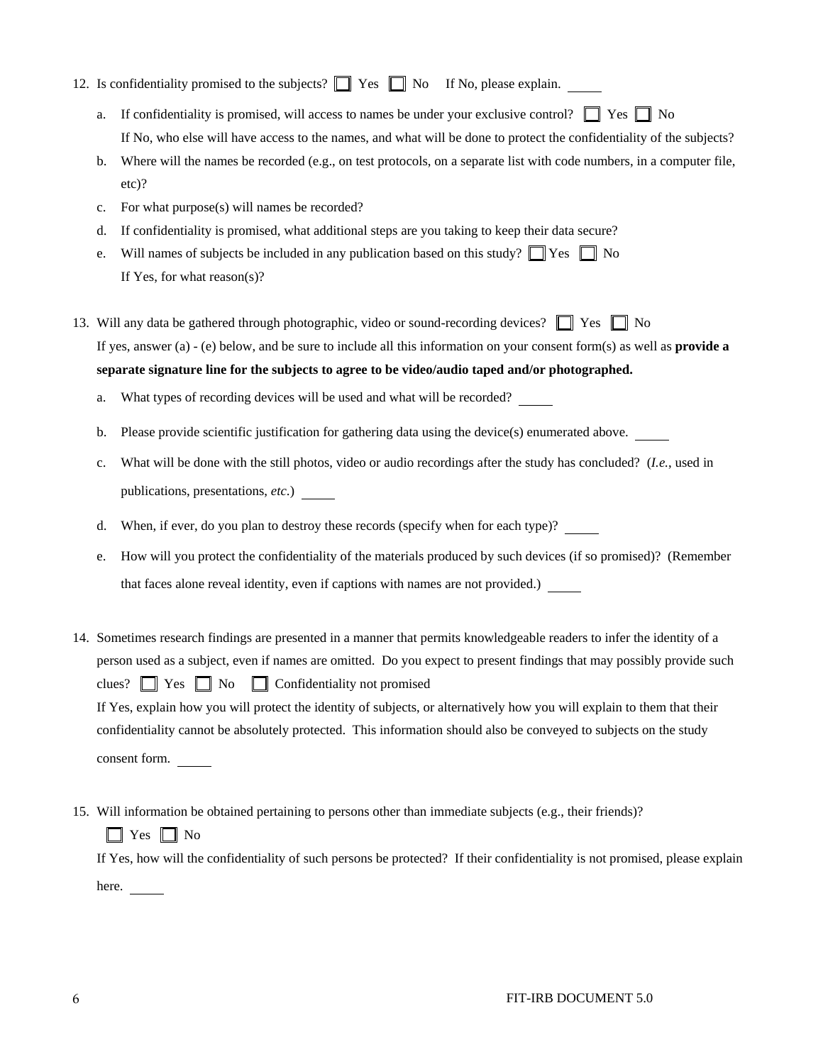12. Is confidentiality promised to the subjects? ☐ Yes ☐ No If No, please explain. _____

    a. If confidentiality is promised, will access to names be under your exclusive control? ☐ Yes ☐ No
       If No, who else will have access to the names, and what will be done to protect the confidentiality of the subjects?

    b. Where will the names be recorded (e.g., on test protocols, on a separate list with code numbers, in a computer file, etc)?

    c. For what purpose(s) will names be recorded?

    d. If confidentiality is promised, what additional steps are you taking to keep their data secure?

    e. Will names of subjects be included in any publication based on this study? ☐ Yes ☐ No
       If Yes, for what reason(s)?

13. Will any data be gathered through photographic, video or sound-recording devices? ☐ Yes ☐ No
    If yes, answer (a) - (e) below, and be sure to include all this information on your consent form(s) as well as **provide a separate signature line for the subjects to agree to be video/audio taped and/or photographed.**

    a. What types of recording devices will be used and what will be recorded? _____

    b. Please provide scientific justification for gathering data using the device(s) enumerated above. _____

    c. What will be done with the still photos, video or audio recordings after the study has concluded? (*I.e.*, used in publications, presentations, *etc.*) _____

    d. When, if ever, do you plan to destroy these records (specify when for each type)? _____

    e. How will you protect the confidentiality of the materials produced by such devices (if so promised)? (Remember that faces alone reveal identity, even if captions with names are not provided.) _____

14. Sometimes research findings are presented in a manner that permits knowledgeable readers to infer the identity of a person used as a subject, even if names are omitted. Do you expect to present findings that may possibly provide such clues? ☐ Yes ☐ No ☐ Confidentiality not promised
    If Yes, explain how you will protect the identity of subjects, or alternatively how you will explain to them that their confidentiality cannot be absolutely protected. This information should also be conveyed to subjects on the study consent form. _____

15. Will information be obtained pertaining to persons other than immediate subjects (e.g., their friends)?
    ☐ Yes ☐ No
    If Yes, how will the confidentiality of such persons be protected? If their confidentiality is not promised, please explain here. _____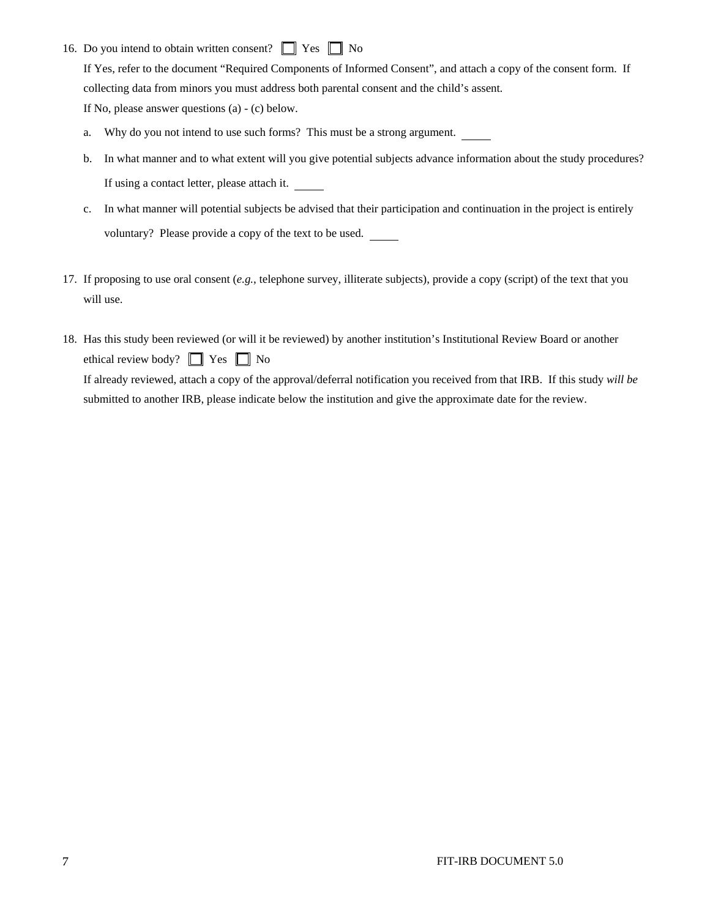16. Do you intend to obtain written consent? ☐ Yes ☐ No

    If Yes, refer to the document "Required Components of Informed Consent", and attach a copy of the consent form. If collecting data from minors you must address both parental consent and the child's assent.

    If No, please answer questions (a) - (c) below.

    a. Why do you not intend to use such forms? This must be a strong argument. _____

    b. In what manner and to what extent will you give potential subjects advance information about the study procedures? If using a contact letter, please attach it. _____

    c. In what manner will potential subjects be advised that their participation and continuation in the project is entirely voluntary? Please provide a copy of the text to be used. _____

17. If proposing to use oral consent (*e.g.*, telephone survey, illiterate subjects), provide a copy (script) of the text that you will use.

18. Has this study been reviewed (or will it be reviewed) by another institution's Institutional Review Board or another ethical review body? ☐ Yes ☐ No

    If already reviewed, attach a copy of the approval/deferral notification you received from that IRB. If this study *will be* submitted to another IRB, please indicate below the institution and give the approximate date for the review.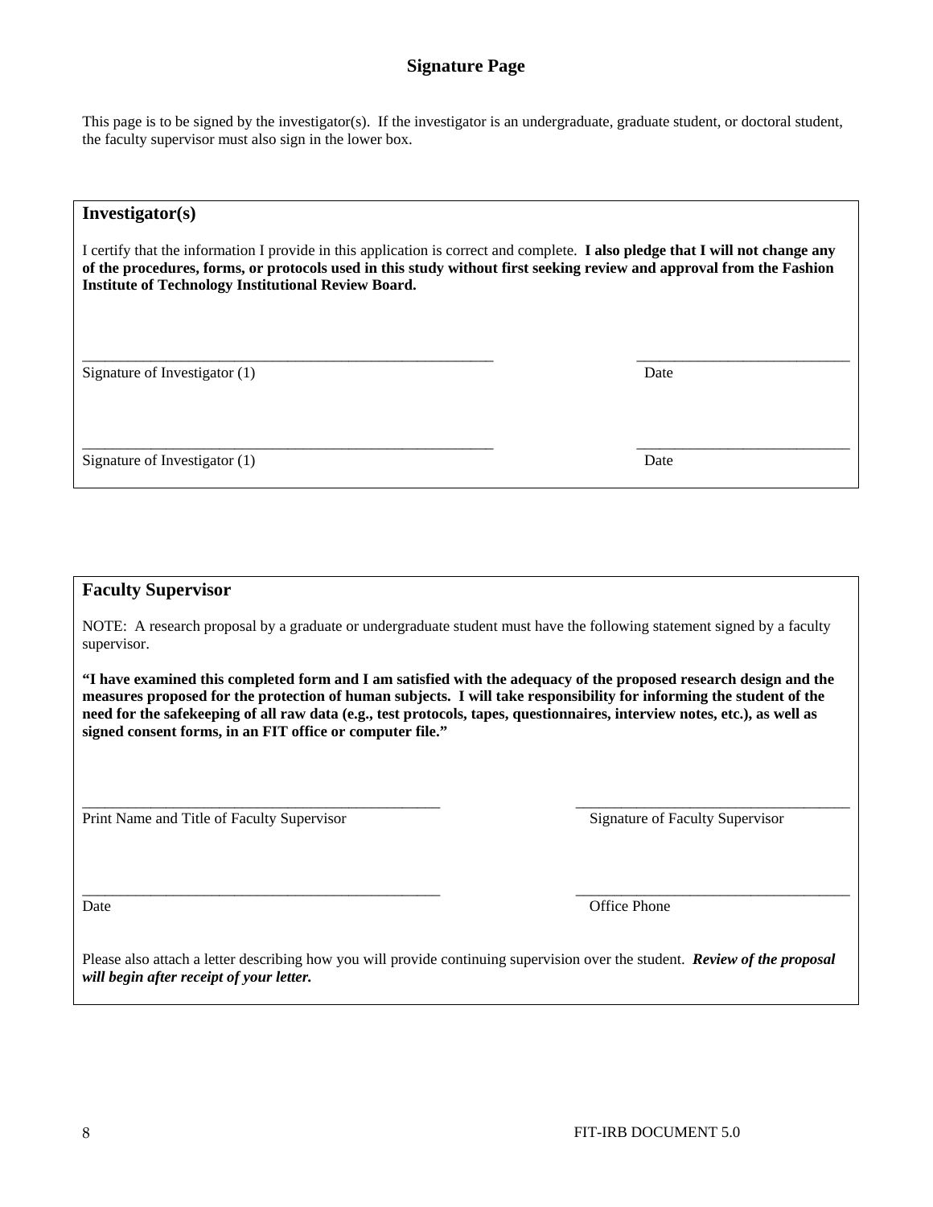## Signature Page

This page is to be signed by the investigator(s). If the investigator is an undergraduate, graduate student, or doctoral student, the faculty supervisor must also sign in the lower box.

### Investigator(s)

I certify that the information I provide in this application is correct and complete. **I also pledge that I will not change any of the procedures, forms, or protocols used in this study without first seeking review and approval from the Fashion Institute of Technology Institutional Review Board.**

\_\_\_\_\_\_\_\_\_\_\_\_\_\_\_\_\_\_\_\_\_\_\_\_\_\_\_\_\_\_\_\_\_\_\_\_\_\_\_\_\_\_\_\_\_\_\_\_\_\_\_\_ \_\_\_\_\_\_\_\_\_\_\_\_\_\_\_\_\_\_\_\_\_\_\_\_\_\_\_\_
Signature of Investigator (1) Date

\_\_\_\_\_\_\_\_\_\_\_\_\_\_\_\_\_\_\_\_\_\_\_\_\_\_\_\_\_\_\_\_\_\_\_\_\_\_\_\_\_\_\_\_\_\_\_\_\_\_\_\_ \_\_\_\_\_\_\_\_\_\_\_\_\_\_\_\_\_\_\_\_\_\_\_\_\_\_\_\_
Signature of Investigator (1) Date

### Faculty Supervisor

NOTE: A research proposal by a graduate or undergraduate student must have the following statement signed by a faculty supervisor.

**"I have examined this completed form and I am satisfied with the adequacy of the proposed research design and the measures proposed for the protection of human subjects. I will take responsibility for informing the student of the need for the safekeeping of all raw data (e.g., test protocols, tapes, questionnaires, interview notes, etc.), as well as signed consent forms, in an FIT office or computer file."**

\_\_\_\_\_\_\_\_\_\_\_\_\_\_\_\_\_\_\_\_\_\_\_\_\_\_\_\_\_\_\_\_\_\_\_\_\_\_\_\_\_\_\_\_\_\_\_ \_\_\_\_\_\_\_\_\_\_\_\_\_\_\_\_\_\_\_\_\_\_\_\_\_\_\_\_\_\_\_\_\_\_\_\_
Print Name and Title of Faculty Supervisor Signature of Faculty Supervisor

\_\_\_\_\_\_\_\_\_\_\_\_\_\_\_\_\_\_\_\_\_\_\_\_\_\_\_\_\_\_\_\_\_\_\_\_\_\_\_\_\_\_\_\_\_\_\_ \_\_\_\_\_\_\_\_\_\_\_\_\_\_\_\_\_\_\_\_\_\_\_\_\_\_\_\_\_\_\_\_\_\_\_\_
Date Office Phone

Please also attach a letter describing how you will provide continuing supervision over the student. ***Review of the proposal will begin after receipt of your letter.***